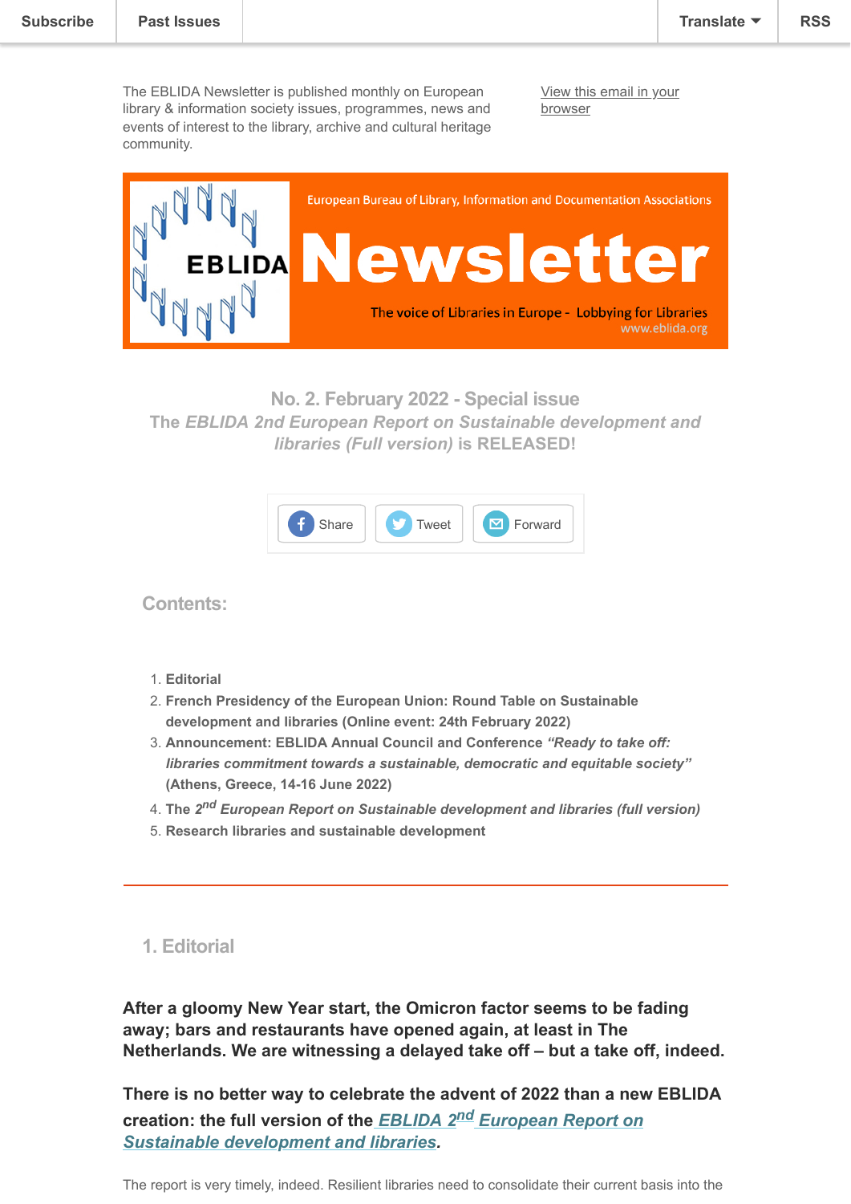Subscribe | Past Issues | Translate | RSS

The EBLIDA Newsletter is published monthly on European library & information society issues, programmes, news and events of interest to the library, archive and cultural heritage community.

View this email in your browser

European Bureau of Library, Information and Documentation Associations

# Newsletter

The voice of Libraries in Europe - Lobbying for Libraries
www.eblida.org

## No. 2. February 2022 - Special issue

## The *EBLIDA 2nd European Report on Sustainable development and libraries (Full version)* is RELEASED!

Share | Tweet | Forward

## Contents:

1. **Editorial**
2. **French Presidency of the European Union: Round Table on Sustainable development and libraries (Online event: 24th February 2022)**
3. **Announcement: EBLIDA Annual Council and Conference *"Ready to take off: libraries commitment towards a sustainable, democratic and equitable society"* (Athens, Greece, 14-16 June 2022)**
4. **The 2nd *European Report on Sustainable development and libraries (full version)***
5. **Research libraries and sustainable development**

---

## 1. Editorial

**After a gloomy New Year start, the Omicron factor seems to be fading away; bars and restaurants have opened again, at least in The Netherlands. We are witnessing a delayed take off – but a take off, indeed.**

**There is no better way to celebrate the advent of 2022 than a new EBLIDA creation: the full version of the *EBLIDA 2nd European Report on Sustainable development and libraries*.**

The report is very timely, indeed. Resilient libraries need to consolidate their current basis into the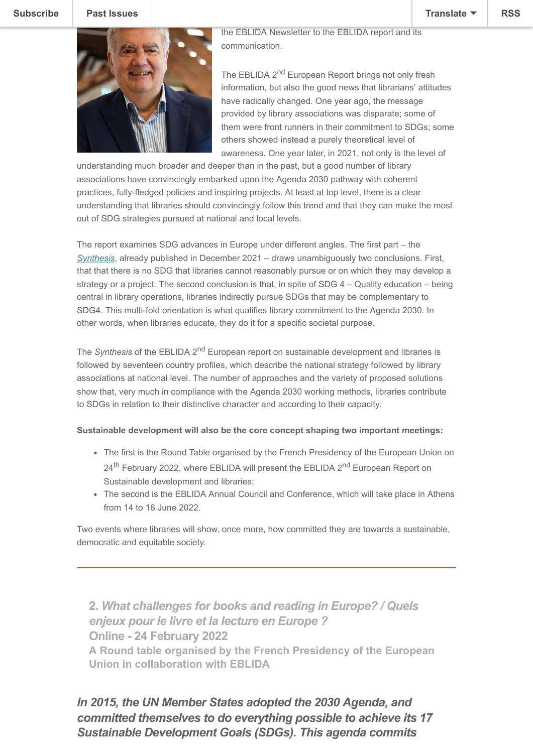the EBLIDA Newsletter to the EBLIDA report and its communication.

The EBLIDA 2nd European Report brings not only fresh information, but also the good news that librarians' attitudes have radically changed. One year ago, the message provided by library associations was disparate; some of them were front runners in their commitment to SDGs; some others showed instead a purely theoretical level of awareness. One year later, in 2021, not only is the level of understanding much broader and deeper than in the past, but a good number of library associations have convincingly embarked upon the Agenda 2030 pathway with coherent practices, fully-fledged policies and inspiring projects. At least at top level, there is a clear understanding that libraries should convincingly follow this trend and that they can make the most out of SDG strategies pursued at national and local levels.

The report examines SDG advances in Europe under different angles. The first part – the *Synthesis*, already published in December 2021 – draws unambiguously two conclusions. First, that that there is no SDG that libraries cannot reasonably pursue or on which they may develop a strategy or a project. The second conclusion is that, in spite of SDG 4 – Quality education – being central in library operations, libraries indirectly pursue SDGs that may be complementary to SDG4. This multi-fold orientation is what qualifies library commitment to the Agenda 2030. In other words, when libraries educate, they do it for a specific societal purpose.

The *Synthesis* of the EBLIDA 2nd European report on sustainable development and libraries is followed by seventeen country profiles, which describe the national strategy followed by library associations at national level. The number of approaches and the variety of proposed solutions show that, very much in compliance with the Agenda 2030 working methods, libraries contribute to SDGs in relation to their distinctive character and according to their capacity.

**Sustainable development will also be the core concept shaping two important meetings:**

- The first is the Round Table organised by the French Presidency of the European Union on 24th February 2022, where EBLIDA will present the EBLIDA 2nd European Report on Sustainable development and libraries;
- The second is the EBLIDA Annual Council and Conference, which will take place in Athens from 14 to 16 June 2022.

Two events where libraries will show, once more, how committed they are towards a sustainable, democratic and equitable society.

---

## 2. *What challenges for books and reading in Europe? / Quels enjeux pour le livre et la lecture en Europe ?*
## Online - 24 February 2022
### A Round table organised by the French Presidency of the European Union in collaboration with EBLIDA

***In 2015, the UN Member States adopted the 2030 Agenda, and committed themselves to do everything possible to achieve its 17 Sustainable Development Goals (SDGs). This agenda commits***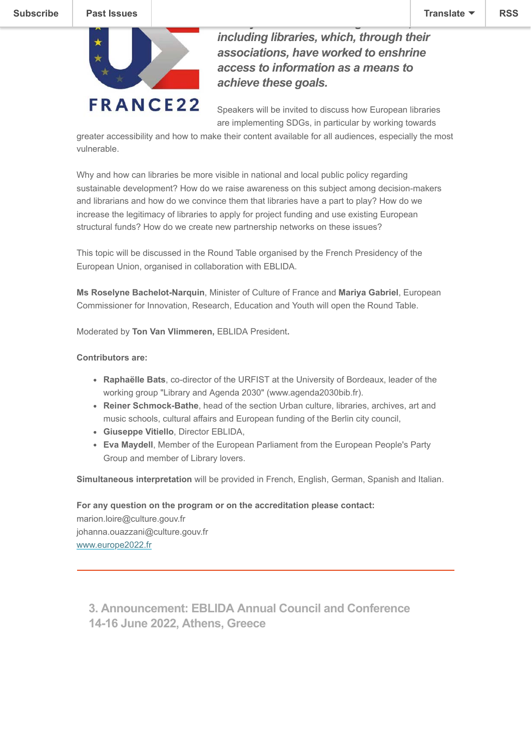*including libraries, which, through their associations, have worked to enshrine access to information as a means to achieve these goals.*

Speakers will be invited to discuss how European libraries are implementing SDGs, in particular by working towards greater accessibility and how to make their content available for all audiences, especially the most vulnerable.

Why and how can libraries be more visible in national and local public policy regarding sustainable development? How do we raise awareness on this subject among decision-makers and librarians and how do we convince them that libraries have a part to play? How do we increase the legitimacy of libraries to apply for project funding and use existing European structural funds? How do we create new partnership networks on these issues?

This topic will be discussed in the Round Table organised by the French Presidency of the European Union, organised in collaboration with EBLIDA.

**Ms Roselyne Bachelot-Narquin**, Minister of Culture of France and **Mariya Gabriel**, European Commissioner for Innovation, Research, Education and Youth will open the Round Table.

Moderated by **Ton Van Vlimmeren,** EBLIDA President**.**

**Contributors are:**

- **Raphaëlle Bats**, co-director of the URFIST at the University of Bordeaux, leader of the working group "Library and Agenda 2030" (www.agenda2030bib.fr).
- **Reiner Schmock-Bathe**, head of the section Urban culture, libraries, archives, art and music schools, cultural affairs and European funding of the Berlin city council,
- **Giuseppe Vitiello**, Director EBLIDA,
- **Eva Maydell**, Member of the European Parliament from the European People's Party Group and member of Library lovers.

**Simultaneous interpretation** will be provided in French, English, German, Spanish and Italian.

**For any question on the program or on the accreditation please contact:**
marion.loire@culture.gouv.fr
johanna.ouazzani@culture.gouv.fr
www.europe2022.fr

---

## 3. Announcement: EBLIDA Annual Council and Conference 14-16 June 2022, Athens, Greece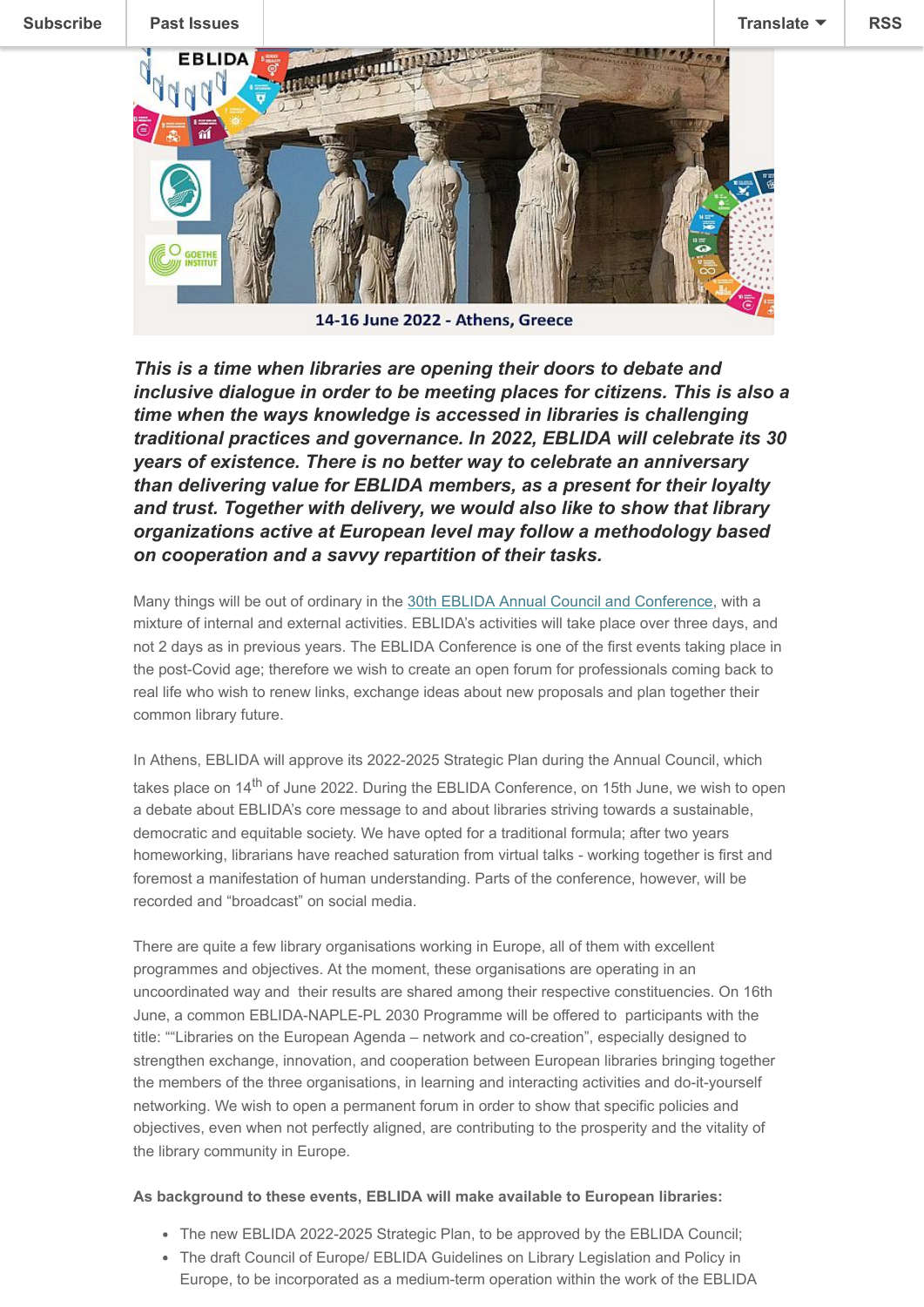14-16 June 2022 - Athens, Greece

***This is a time when libraries are opening their doors to debate and inclusive dialogue in order to be meeting places for citizens. This is also a time when the ways knowledge is accessed in libraries is challenging traditional practices and governance. In 2022, EBLIDA will celebrate its 30 years of existence. There is no better way to celebrate an anniversary than delivering value for EBLIDA members, as a present for their loyalty and trust. Together with delivery, we would also like to show that library organizations active at European level may follow a methodology based on cooperation and a savvy repartition of their tasks.***

Many things will be out of ordinary in the 30th EBLIDA Annual Council and Conference, with a mixture of internal and external activities. EBLIDA's activities will take place over three days, and not 2 days as in previous years. The EBLIDA Conference is one of the first events taking place in the post-Covid age; therefore we wish to create an open forum for professionals coming back to real life who wish to renew links, exchange ideas about new proposals and plan together their common library future.

In Athens, EBLIDA will approve its 2022-2025 Strategic Plan during the Annual Council, which takes place on 14th of June 2022. During the EBLIDA Conference, on 15th June, we wish to open a debate about EBLIDA's core message to and about libraries striving towards a sustainable, democratic and equitable society. We have opted for a traditional formula; after two years homeworking, librarians have reached saturation from virtual talks - working together is first and foremost a manifestation of human understanding. Parts of the conference, however, will be recorded and "broadcast" on social media.

There are quite a few library organisations working in Europe, all of them with excellent programmes and objectives. At the moment, these organisations are operating in an uncoordinated way and their results are shared among their respective constituencies. On 16th June, a common EBLIDA-NAPLE-PL 2030 Programme will be offered to participants with the title: ""Libraries on the European Agenda – network and co-creation", especially designed to strengthen exchange, innovation, and cooperation between European libraries bringing together the members of the three organisations, in learning and interacting activities and do-it-yourself networking. We wish to open a permanent forum in order to show that specific policies and objectives, even when not perfectly aligned, are contributing to the prosperity and the vitality of the library community in Europe.

**As background to these events, EBLIDA will make available to European libraries:**

- The new EBLIDA 2022-2025 Strategic Plan, to be approved by the EBLIDA Council;
- The draft Council of Europe/ EBLIDA Guidelines on Library Legislation and Policy in Europe, to be incorporated as a medium-term operation within the work of the EBLIDA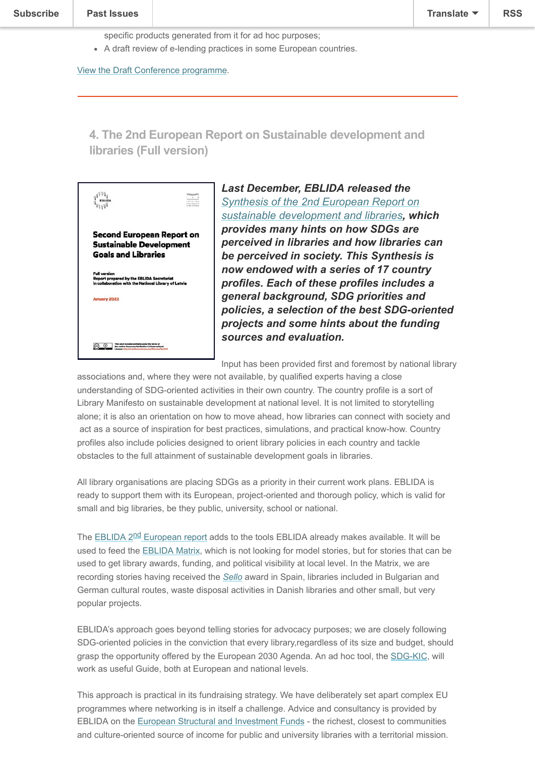specific products generated from it for ad hoc purposes;

- A draft review of e-lending practices in some European countries.

View the Draft Conference programme.

---

## 4. The 2nd European Report on Sustainable development and libraries (Full version)

***Last December, EBLIDA released the Synthesis of the 2nd European Report on sustainable development and libraries, which provides many hints on how SDGs are perceived in libraries and how libraries can be perceived in society. This Synthesis is now endowed with a series of 17 country profiles. Each of these profiles includes a general background, SDG priorities and policies, a selection of the best SDG-oriented projects and some hints about the funding sources and evaluation.***

Input has been provided first and foremost by national library associations and, where they were not available, by qualified experts having a close understanding of SDG-oriented activities in their own country. The country profile is a sort of Library Manifesto on sustainable development at national level. It is not limited to storytelling alone; it is also an orientation on how to move ahead, how libraries can connect with society and act as a source of inspiration for best practices, simulations, and practical know-how. Country profiles also include policies designed to orient library policies in each country and tackle obstacles to the full attainment of sustainable development goals in libraries.

All library organisations are placing SDGs as a priority in their current work plans. EBLIDA is ready to support them with its European, project-oriented and thorough policy, which is valid for small and big libraries, be they public, university, school or national.

The EBLIDA 2nd European report adds to the tools EBLIDA already makes available. It will be used to feed the EBLIDA Matrix, which is not looking for model stories, but for stories that can be used to get library awards, funding, and political visibility at local level. In the Matrix, we are recording stories having received the *Sello* award in Spain, libraries included in Bulgarian and German cultural routes, waste disposal activities in Danish libraries and other small, but very popular projects.

EBLIDA's approach goes beyond telling stories for advocacy purposes; we are closely following SDG-oriented policies in the conviction that every library,regardless of its size and budget, should grasp the opportunity offered by the European 2030 Agenda. An ad hoc tool, the SDG-KIC, will work as useful Guide, both at European and national levels.

This approach is practical in its fundraising strategy. We have deliberately set apart complex EU programmes where networking is in itself a challenge. Advice and consultancy is provided by EBLIDA on the European Structural and Investment Funds - the richest, closest to communities and culture-oriented source of income for public and university libraries with a territorial mission.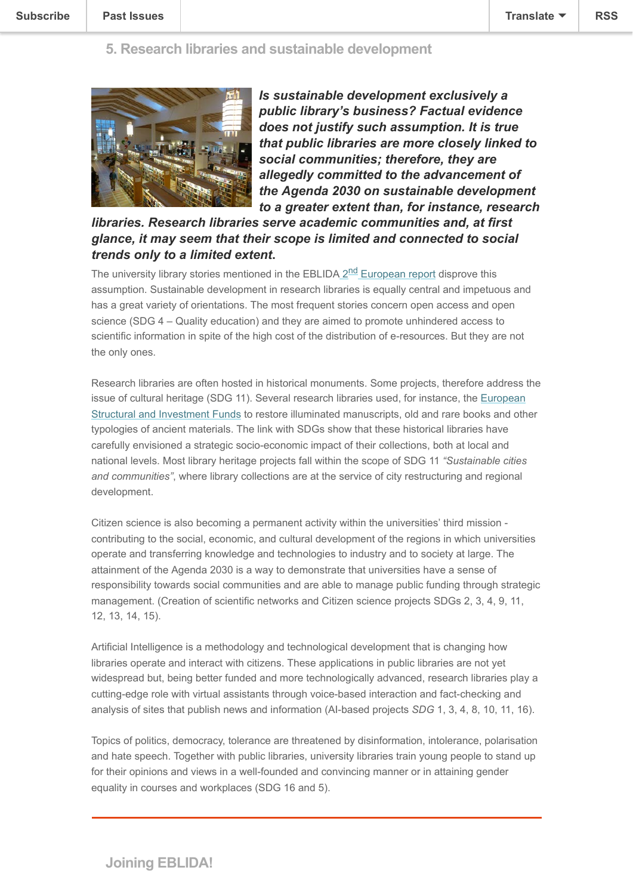## 5. Research libraries and sustainable development

***Is sustainable development exclusively a public library's business? Factual evidence does not justify such assumption. It is true that public libraries are more closely linked to social communities; therefore, they are allegedly committed to the advancement of the Agenda 2030 on sustainable development to a greater extent than, for instance, research libraries. Research libraries serve academic communities and, at first glance, it may seem that their scope is limited and connected to social trends only to a limited extent.***

The university library stories mentioned in the EBLIDA 2nd European report disprove this assumption. Sustainable development in research libraries is equally central and impetuous and has a great variety of orientations. The most frequent stories concern open access and open science (SDG 4 – Quality education) and they are aimed to promote unhindered access to scientific information in spite of the high cost of the distribution of e-resources. But they are not the only ones.

Research libraries are often hosted in historical monuments. Some projects, therefore address the issue of cultural heritage (SDG 11). Several research libraries used, for instance, the European Structural and Investment Funds to restore illuminated manuscripts, old and rare books and other typologies of ancient materials. The link with SDGs show that these historical libraries have carefully envisioned a strategic socio-economic impact of their collections, both at local and national levels. Most library heritage projects fall within the scope of SDG 11 *"Sustainable cities and communities"*, where library collections are at the service of city restructuring and regional development.

Citizen science is also becoming a permanent activity within the universities' third mission - contributing to the social, economic, and cultural development of the regions in which universities operate and transferring knowledge and technologies to industry and to society at large. The attainment of the Agenda 2030 is a way to demonstrate that universities have a sense of responsibility towards social communities and are able to manage public funding through strategic management. (Creation of scientific networks and Citizen science projects SDGs 2, 3, 4, 9, 11, 12, 13, 14, 15).

Artificial Intelligence is a methodology and technological development that is changing how libraries operate and interact with citizens. These applications in public libraries are not yet widespread but, being better funded and more technologically advanced, research libraries play a cutting-edge role with virtual assistants through voice-based interaction and fact-checking and analysis of sites that publish news and information (AI-based projects *SDG* 1, 3, 4, 8, 10, 11, 16).

Topics of politics, democracy, tolerance are threatened by disinformation, intolerance, polarisation and hate speech. Together with public libraries, university libraries train young people to stand up for their opinions and views in a well-founded and convincing manner or in attaining gender equality in courses and workplaces (SDG 16 and 5).

---

## Joining EBLIDA!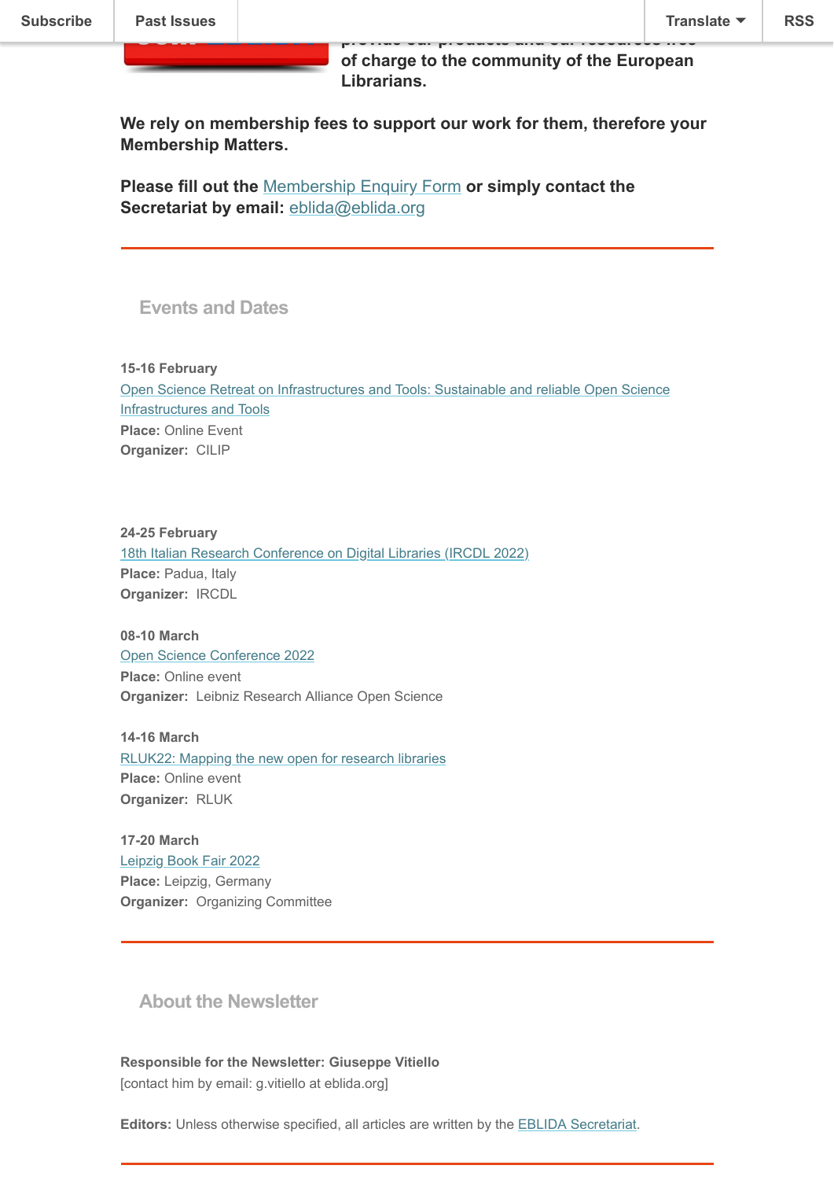of charge to the community of the European Librarians.

**We rely on membership fees to support our work for them, therefore your Membership Matters.**

**Please fill out the** [Membership Enquiry Form] **or simply contact the Secretariat by email:** eblida@eblida.org

---

## Events and Dates

**15-16 February**
Open Science Retreat on Infrastructures and Tools: Sustainable and reliable Open Science Infrastructures and Tools
**Place:** Online Event
**Organizer:** CILIP

**24-25 February**
18th Italian Research Conference on Digital Libraries (IRCDL 2022)
**Place:** Padua, Italy
**Organizer:** IRCDL

**08-10 March**
Open Science Conference 2022
**Place:** Online event
**Organizer:** Leibniz Research Alliance Open Science

**14-16 March**
RLUK22: Mapping the new open for research libraries
**Place:** Online event
**Organizer:** RLUK

**17-20 March**
Leipzig Book Fair 2022
**Place:** Leipzig, Germany
**Organizer:** Organizing Committee

---

## About the Newsletter

**Responsible for the Newsletter: Giuseppe Vitiello**
[contact him by email: g.vitiello at eblida.org]

**Editors:** Unless otherwise specified, all articles are written by the EBLIDA Secretariat.

---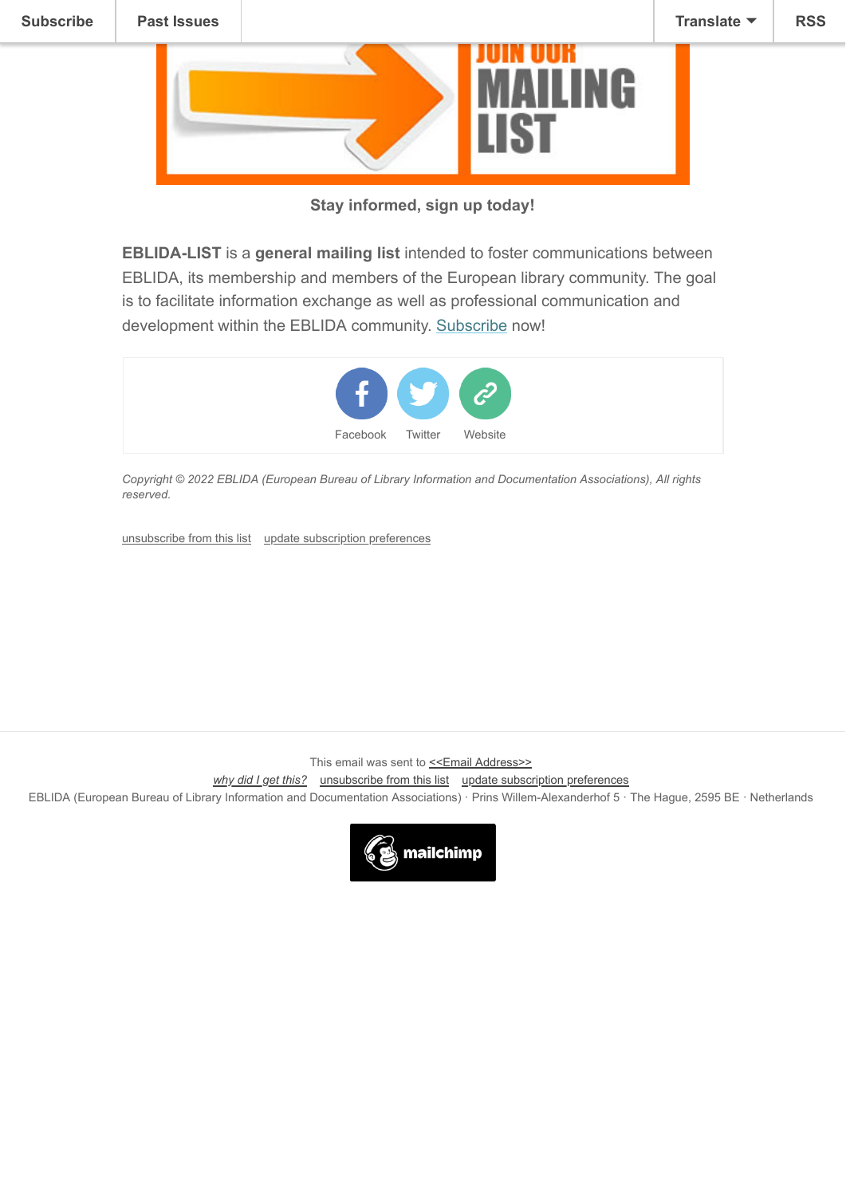Subscribe | Past Issues | Translate | RSS

JOIN OUR MAILING LIST

**Stay informed, sign up today!**

**EBLIDA-LIST** is a **general mailing list** intended to foster communications between EBLIDA, its membership and members of the European library community. The goal is to facilitate information exchange as well as professional communication and development within the EBLIDA community. Subscribe now!

Facebook Twitter Website

*Copyright © 2022 EBLIDA (European Bureau of Library Information and Documentation Associations), All rights reserved.*

unsubscribe from this list update subscription preferences

This email was sent to <<Email Address>>

*why did I get this?* unsubscribe from this list update subscription preferences

EBLIDA (European Bureau of Library Information and Documentation Associations) · Prins Willem-Alexanderhof 5 · The Hague, 2595 BE · Netherlands

mailchimp